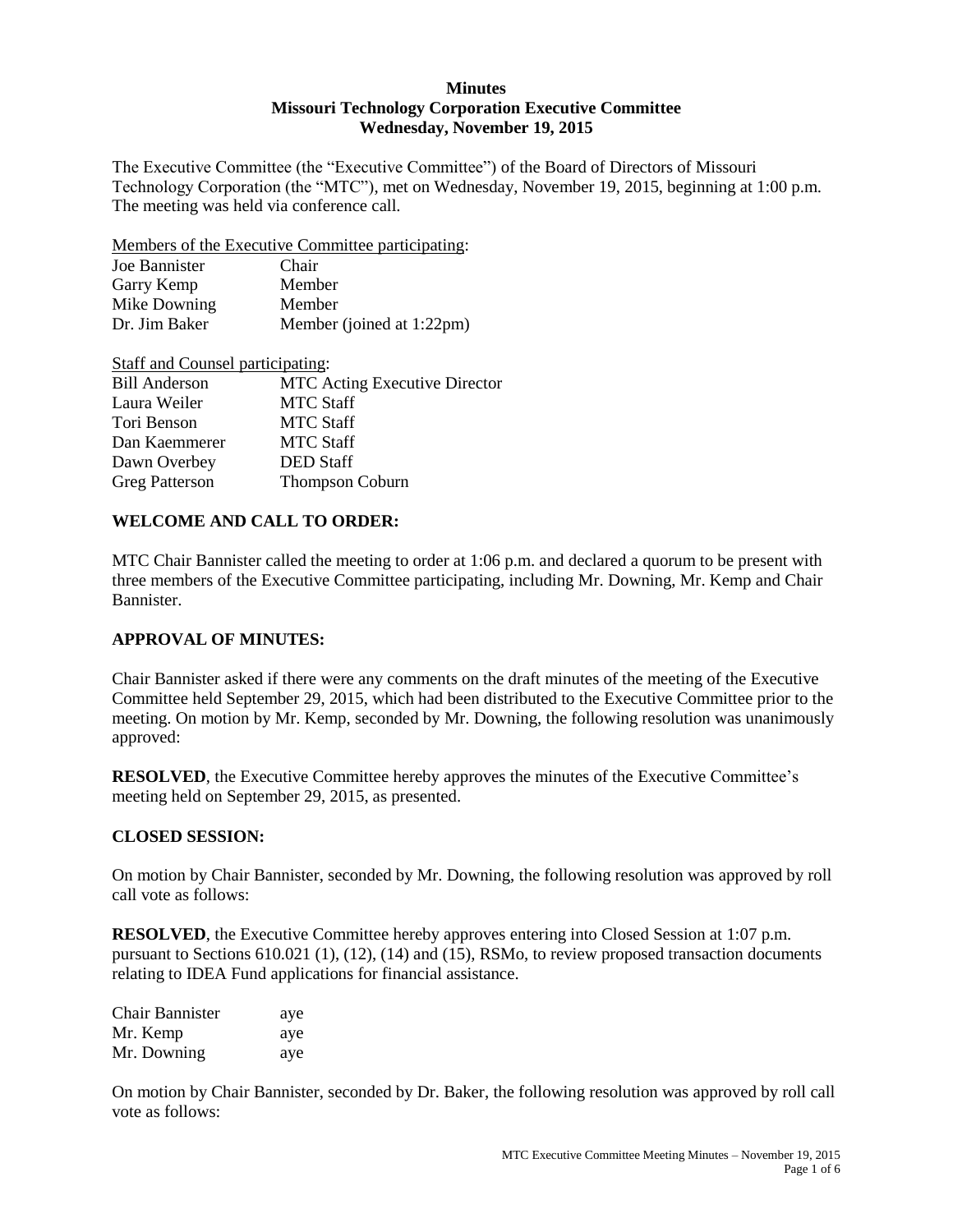# Minutes
## Missouri Technology Corporation Executive Committee
### Wednesday, November 19, 2015

The Executive Committee (the "Executive Committee") of the Board of Directors of Missouri Technology Corporation (the "MTC"), met on Wednesday, November 19, 2015, beginning at 1:00 p.m. The meeting was held via conference call.

Members of the Executive Committee participating:

| | |
|---|---|
| Joe Bannister | Chair |
| Garry Kemp | Member |
| Mike Downing | Member |
| Dr. Jim Baker | Member (joined at 1:22pm) |

Staff and Counsel participating:

| | |
|---|---|
| Bill Anderson | MTC Acting Executive Director |
| Laura Weiler | MTC Staff |
| Tori Benson | MTC Staff |
| Dan Kaemmerer | MTC Staff |
| Dawn Overbey | DED Staff |
| Greg Patterson | Thompson Coburn |

**WELCOME AND CALL TO ORDER:**

MTC Chair Bannister called the meeting to order at 1:06 p.m. and declared a quorum to be present with three members of the Executive Committee participating, including Mr. Downing, Mr. Kemp and Chair Bannister.

**APPROVAL OF MINUTES:**

Chair Bannister asked if there were any comments on the draft minutes of the meeting of the Executive Committee held September 29, 2015, which had been distributed to the Executive Committee prior to the meeting. On motion by Mr. Kemp, seconded by Mr. Downing, the following resolution was unanimously approved:

**RESOLVED**, the Executive Committee hereby approves the minutes of the Executive Committee's meeting held on September 29, 2015, as presented.

**CLOSED SESSION:**

On motion by Chair Bannister, seconded by Mr. Downing, the following resolution was approved by roll call vote as follows:

**RESOLVED**, the Executive Committee hereby approves entering into Closed Session at 1:07 p.m. pursuant to Sections 610.021 (1), (12), (14) and (15), RSMo, to review proposed transaction documents relating to IDEA Fund applications for financial assistance.

| | |
|---|---|
| Chair Bannister | aye |
| Mr. Kemp | aye |
| Mr. Downing | aye |

On motion by Chair Bannister, seconded by Dr. Baker, the following resolution was approved by roll call vote as follows: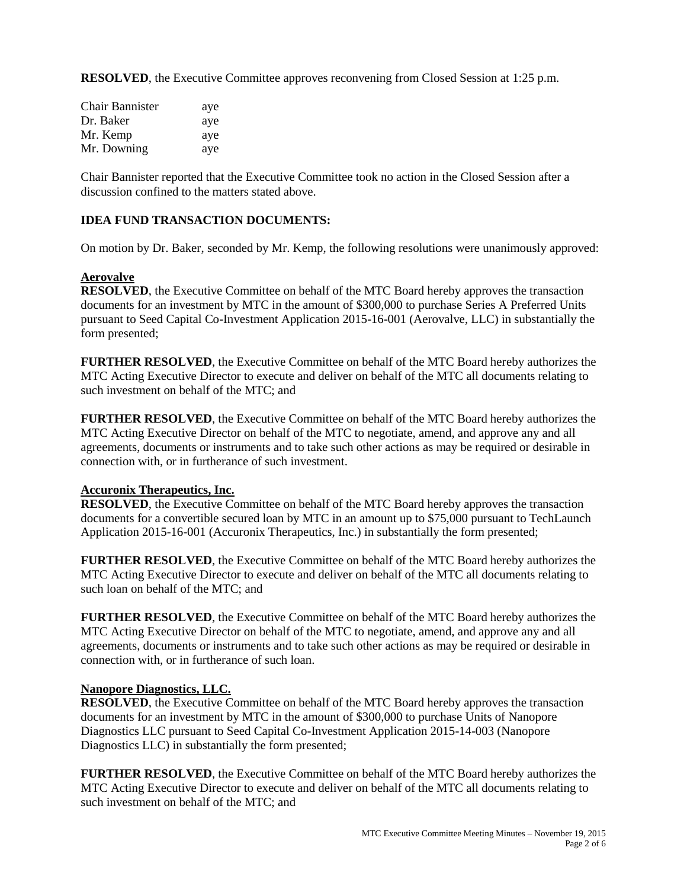**RESOLVED**, the Executive Committee approves reconvening from Closed Session at 1:25 p.m.

| | |
|---|---|
| Chair Bannister | aye |
| Dr. Baker | aye |
| Mr. Kemp | aye |
| Mr. Downing | aye |

Chair Bannister reported that the Executive Committee took no action in the Closed Session after a discussion confined to the matters stated above.

## IDEA FUND TRANSACTION DOCUMENTS:

On motion by Dr. Baker, seconded by Mr. Kemp, the following resolutions were unanimously approved:

### Aerovalve

**RESOLVED**, the Executive Committee on behalf of the MTC Board hereby approves the transaction documents for an investment by MTC in the amount of $300,000 to purchase Series A Preferred Units pursuant to Seed Capital Co-Investment Application 2015-16-001 (Aerovalve, LLC) in substantially the form presented;

**FURTHER RESOLVED**, the Executive Committee on behalf of the MTC Board hereby authorizes the MTC Acting Executive Director to execute and deliver on behalf of the MTC all documents relating to such investment on behalf of the MTC; and

**FURTHER RESOLVED**, the Executive Committee on behalf of the MTC Board hereby authorizes the MTC Acting Executive Director on behalf of the MTC to negotiate, amend, and approve any and all agreements, documents or instruments and to take such other actions as may be required or desirable in connection with, or in furtherance of such investment.

### Accuronix Therapeutics, Inc.

**RESOLVED**, the Executive Committee on behalf of the MTC Board hereby approves the transaction documents for a convertible secured loan by MTC in an amount up to $75,000 pursuant to TechLaunch Application 2015-16-001 (Accuronix Therapeutics, Inc.) in substantially the form presented;

**FURTHER RESOLVED**, the Executive Committee on behalf of the MTC Board hereby authorizes the MTC Acting Executive Director to execute and deliver on behalf of the MTC all documents relating to such loan on behalf of the MTC; and

**FURTHER RESOLVED**, the Executive Committee on behalf of the MTC Board hereby authorizes the MTC Acting Executive Director on behalf of the MTC to negotiate, amend, and approve any and all agreements, documents or instruments and to take such other actions as may be required or desirable in connection with, or in furtherance of such loan.

### Nanopore Diagnostics, LLC.

**RESOLVED**, the Executive Committee on behalf of the MTC Board hereby approves the transaction documents for an investment by MTC in the amount of $300,000 to purchase Units of Nanopore Diagnostics LLC pursuant to Seed Capital Co-Investment Application 2015-14-003 (Nanopore Diagnostics LLC) in substantially the form presented;

**FURTHER RESOLVED**, the Executive Committee on behalf of the MTC Board hereby authorizes the MTC Acting Executive Director to execute and deliver on behalf of the MTC all documents relating to such investment on behalf of the MTC; and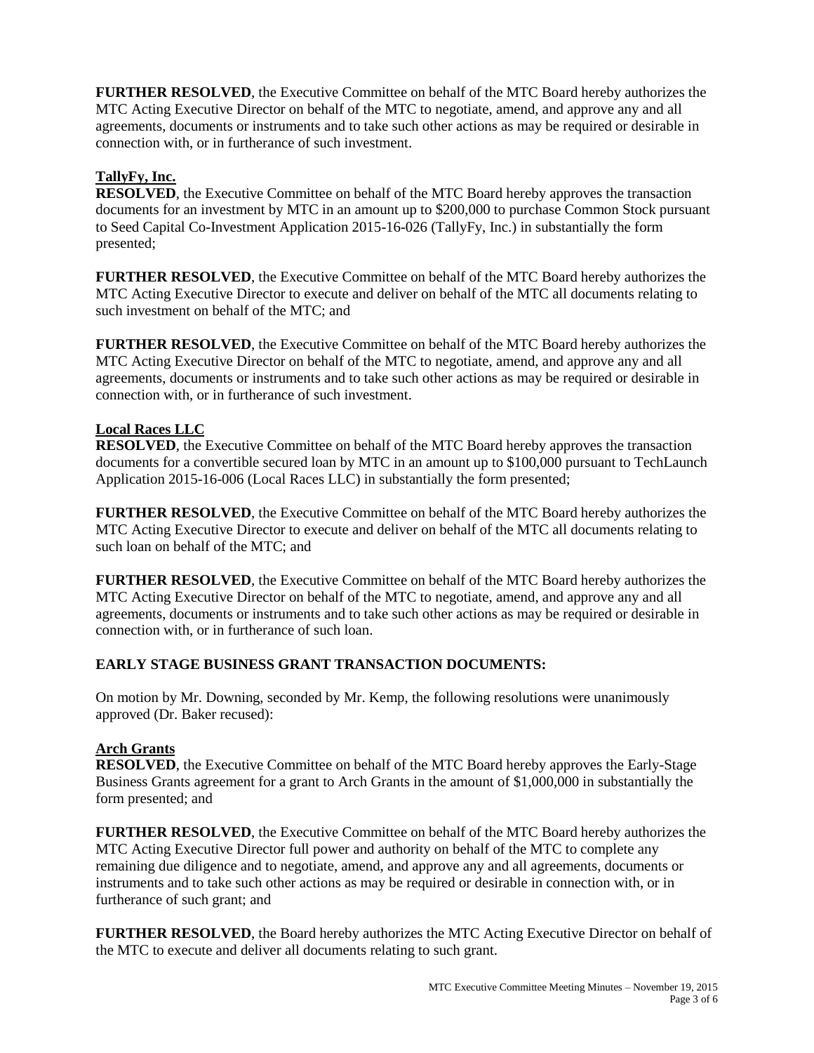**FURTHER RESOLVED**, the Executive Committee on behalf of the MTC Board hereby authorizes the MTC Acting Executive Director on behalf of the MTC to negotiate, amend, and approve any and all agreements, documents or instruments and to take such other actions as may be required or desirable in connection with, or in furtherance of such investment.

**TallyFy, Inc.**

**RESOLVED**, the Executive Committee on behalf of the MTC Board hereby approves the transaction documents for an investment by MTC in an amount up to $200,000 to purchase Common Stock pursuant to Seed Capital Co-Investment Application 2015-16-026 (TallyFy, Inc.) in substantially the form presented;

**FURTHER RESOLVED**, the Executive Committee on behalf of the MTC Board hereby authorizes the MTC Acting Executive Director to execute and deliver on behalf of the MTC all documents relating to such investment on behalf of the MTC; and

**FURTHER RESOLVED**, the Executive Committee on behalf of the MTC Board hereby authorizes the MTC Acting Executive Director on behalf of the MTC to negotiate, amend, and approve any and all agreements, documents or instruments and to take such other actions as may be required or desirable in connection with, or in furtherance of such investment.

**Local Races LLC**

**RESOLVED**, the Executive Committee on behalf of the MTC Board hereby approves the transaction documents for a convertible secured loan by MTC in an amount up to $100,000 pursuant to TechLaunch Application 2015-16-006 (Local Races LLC) in substantially the form presented;

**FURTHER RESOLVED**, the Executive Committee on behalf of the MTC Board hereby authorizes the MTC Acting Executive Director to execute and deliver on behalf of the MTC all documents relating to such loan on behalf of the MTC; and

**FURTHER RESOLVED**, the Executive Committee on behalf of the MTC Board hereby authorizes the MTC Acting Executive Director on behalf of the MTC to negotiate, amend, and approve any and all agreements, documents or instruments and to take such other actions as may be required or desirable in connection with, or in furtherance of such loan.

**EARLY STAGE BUSINESS GRANT TRANSACTION DOCUMENTS:**

On motion by Mr. Downing, seconded by Mr. Kemp, the following resolutions were unanimously approved (Dr. Baker recused):

**Arch Grants**

**RESOLVED**, the Executive Committee on behalf of the MTC Board hereby approves the Early-Stage Business Grants agreement for a grant to Arch Grants in the amount of $1,000,000 in substantially the form presented; and

**FURTHER RESOLVED**, the Executive Committee on behalf of the MTC Board hereby authorizes the MTC Acting Executive Director full power and authority on behalf of the MTC to complete any remaining due diligence and to negotiate, amend, and approve any and all agreements, documents or instruments and to take such other actions as may be required or desirable in connection with, or in furtherance of such grant; and

**FURTHER RESOLVED**, the Board hereby authorizes the MTC Acting Executive Director on behalf of the MTC to execute and deliver all documents relating to such grant.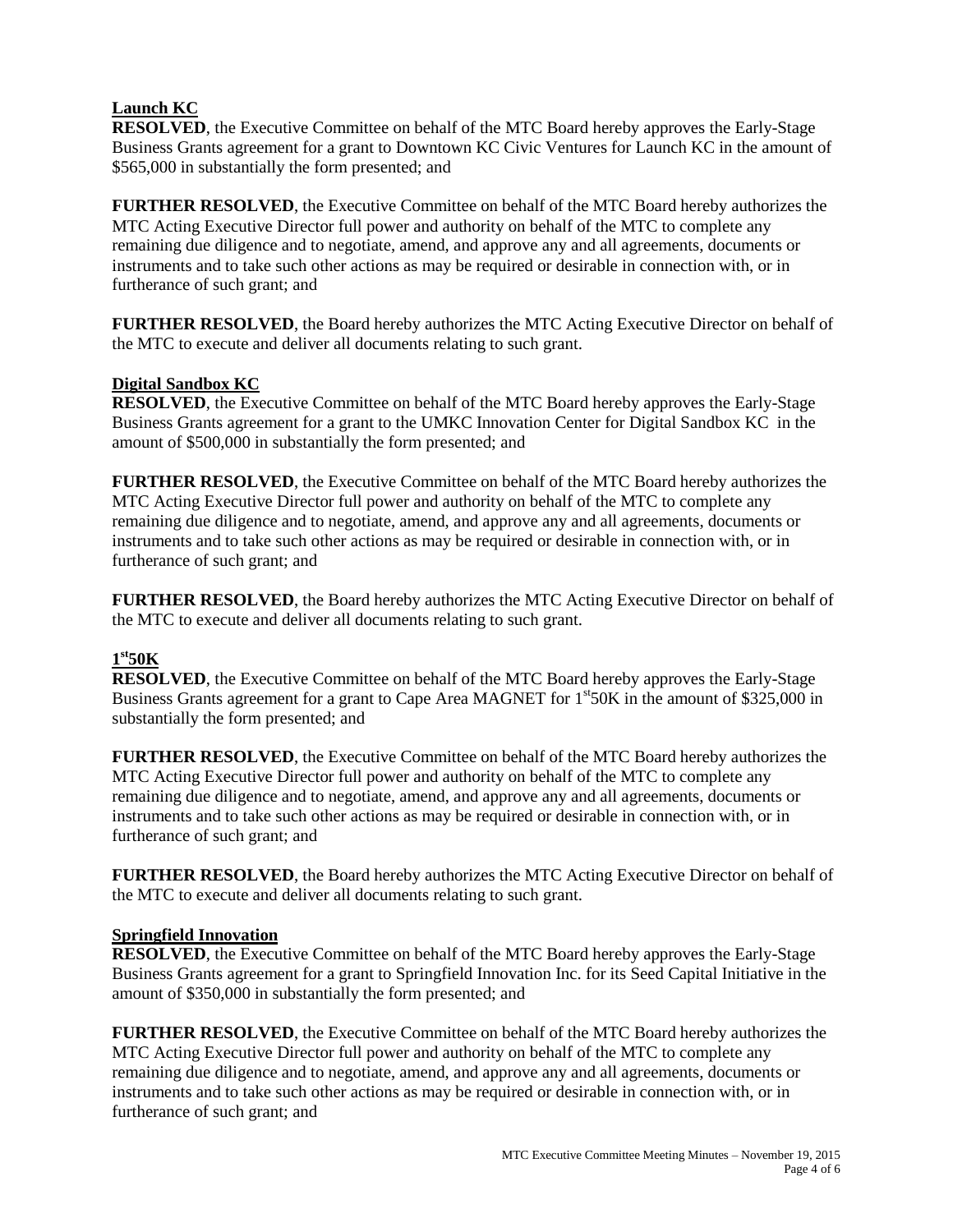**Launch KC**

**RESOLVED**, the Executive Committee on behalf of the MTC Board hereby approves the Early-Stage Business Grants agreement for a grant to Downtown KC Civic Ventures for Launch KC in the amount of $565,000 in substantially the form presented; and

**FURTHER RESOLVED**, the Executive Committee on behalf of the MTC Board hereby authorizes the MTC Acting Executive Director full power and authority on behalf of the MTC to complete any remaining due diligence and to negotiate, amend, and approve any and all agreements, documents or instruments and to take such other actions as may be required or desirable in connection with, or in furtherance of such grant; and

**FURTHER RESOLVED**, the Board hereby authorizes the MTC Acting Executive Director on behalf of the MTC to execute and deliver all documents relating to such grant.

**Digital Sandbox KC**

**RESOLVED**, the Executive Committee on behalf of the MTC Board hereby approves the Early-Stage Business Grants agreement for a grant to the UMKC Innovation Center for Digital Sandbox KC in the amount of $500,000 in substantially the form presented; and

**FURTHER RESOLVED**, the Executive Committee on behalf of the MTC Board hereby authorizes the MTC Acting Executive Director full power and authority on behalf of the MTC to complete any remaining due diligence and to negotiate, amend, and approve any and all agreements, documents or instruments and to take such other actions as may be required or desirable in connection with, or in furtherance of such grant; and

**FURTHER RESOLVED**, the Board hereby authorizes the MTC Acting Executive Director on behalf of the MTC to execute and deliver all documents relating to such grant.

**1st50K**

**RESOLVED**, the Executive Committee on behalf of the MTC Board hereby approves the Early-Stage Business Grants agreement for a grant to Cape Area MAGNET for 1st50K in the amount of $325,000 in substantially the form presented; and

**FURTHER RESOLVED**, the Executive Committee on behalf of the MTC Board hereby authorizes the MTC Acting Executive Director full power and authority on behalf of the MTC to complete any remaining due diligence and to negotiate, amend, and approve any and all agreements, documents or instruments and to take such other actions as may be required or desirable in connection with, or in furtherance of such grant; and

**FURTHER RESOLVED**, the Board hereby authorizes the MTC Acting Executive Director on behalf of the MTC to execute and deliver all documents relating to such grant.

**Springfield Innovation**

**RESOLVED**, the Executive Committee on behalf of the MTC Board hereby approves the Early-Stage Business Grants agreement for a grant to Springfield Innovation Inc. for its Seed Capital Initiative in the amount of $350,000 in substantially the form presented; and

**FURTHER RESOLVED**, the Executive Committee on behalf of the MTC Board hereby authorizes the MTC Acting Executive Director full power and authority on behalf of the MTC to complete any remaining due diligence and to negotiate, amend, and approve any and all agreements, documents or instruments and to take such other actions as may be required or desirable in connection with, or in furtherance of such grant; and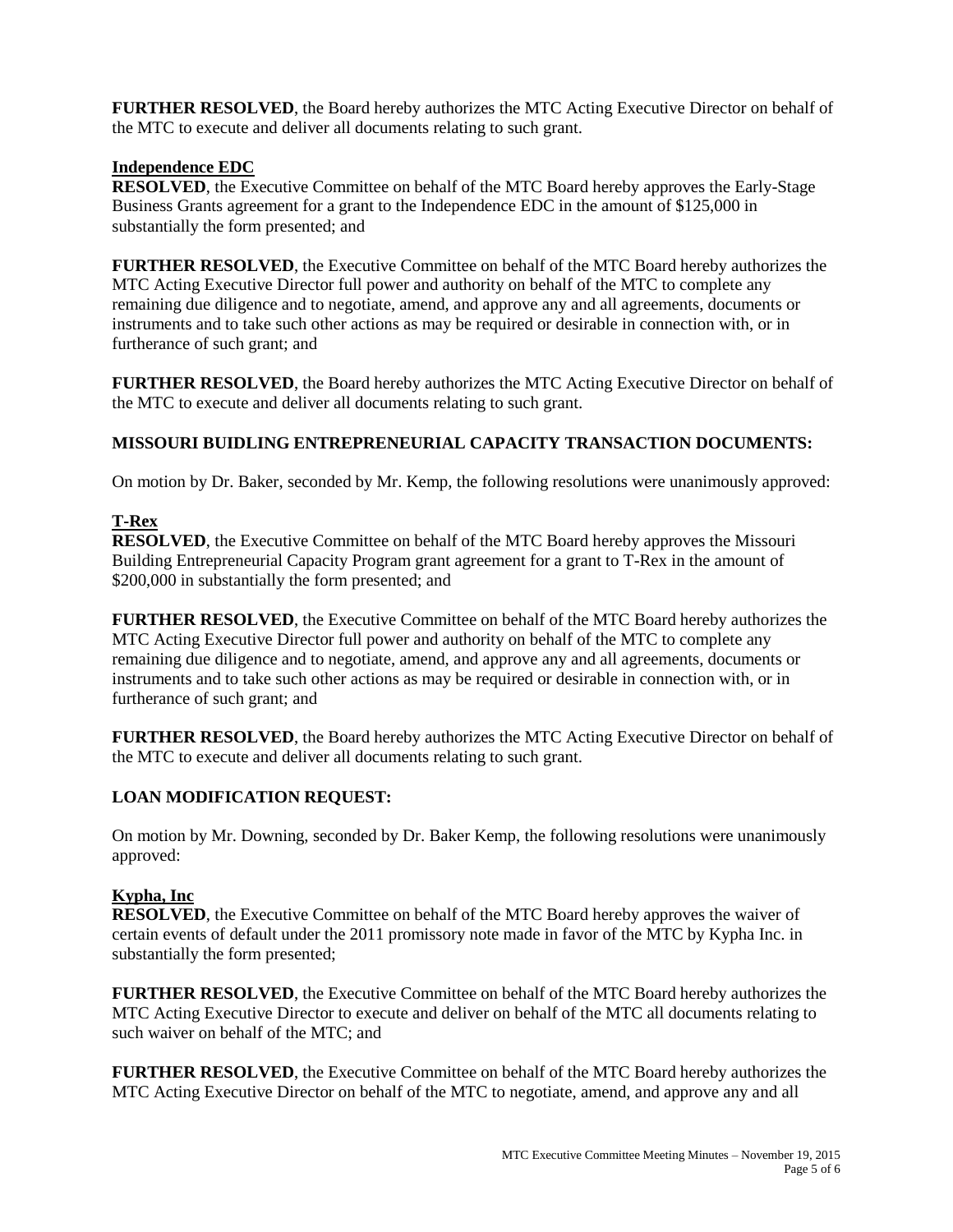**FURTHER RESOLVED**, the Board hereby authorizes the MTC Acting Executive Director on behalf of the MTC to execute and deliver all documents relating to such grant.

**Independence EDC**

**RESOLVED**, the Executive Committee on behalf of the MTC Board hereby approves the Early-Stage Business Grants agreement for a grant to the Independence EDC in the amount of $125,000 in substantially the form presented; and

**FURTHER RESOLVED**, the Executive Committee on behalf of the MTC Board hereby authorizes the MTC Acting Executive Director full power and authority on behalf of the MTC to complete any remaining due diligence and to negotiate, amend, and approve any and all agreements, documents or instruments and to take such other actions as may be required or desirable in connection with, or in furtherance of such grant; and

**FURTHER RESOLVED**, the Board hereby authorizes the MTC Acting Executive Director on behalf of the MTC to execute and deliver all documents relating to such grant.

**MISSOURI BUIDLING ENTREPRENEURIAL CAPACITY TRANSACTION DOCUMENTS:**

On motion by Dr. Baker, seconded by Mr. Kemp, the following resolutions were unanimously approved:

**T-Rex**

**RESOLVED**, the Executive Committee on behalf of the MTC Board hereby approves the Missouri Building Entrepreneurial Capacity Program grant agreement for a grant to T-Rex in the amount of $200,000 in substantially the form presented; and

**FURTHER RESOLVED**, the Executive Committee on behalf of the MTC Board hereby authorizes the MTC Acting Executive Director full power and authority on behalf of the MTC to complete any remaining due diligence and to negotiate, amend, and approve any and all agreements, documents or instruments and to take such other actions as may be required or desirable in connection with, or in furtherance of such grant; and

**FURTHER RESOLVED**, the Board hereby authorizes the MTC Acting Executive Director on behalf of the MTC to execute and deliver all documents relating to such grant.

**LOAN MODIFICATION REQUEST:**

On motion by Mr. Downing, seconded by Dr. Baker Kemp, the following resolutions were unanimously approved:

**Kypha, Inc**

**RESOLVED**, the Executive Committee on behalf of the MTC Board hereby approves the waiver of certain events of default under the 2011 promissory note made in favor of the MTC by Kypha Inc. in substantially the form presented;

**FURTHER RESOLVED**, the Executive Committee on behalf of the MTC Board hereby authorizes the MTC Acting Executive Director to execute and deliver on behalf of the MTC all documents relating to such waiver on behalf of the MTC; and

**FURTHER RESOLVED**, the Executive Committee on behalf of the MTC Board hereby authorizes the MTC Acting Executive Director on behalf of the MTC to negotiate, amend, and approve any and all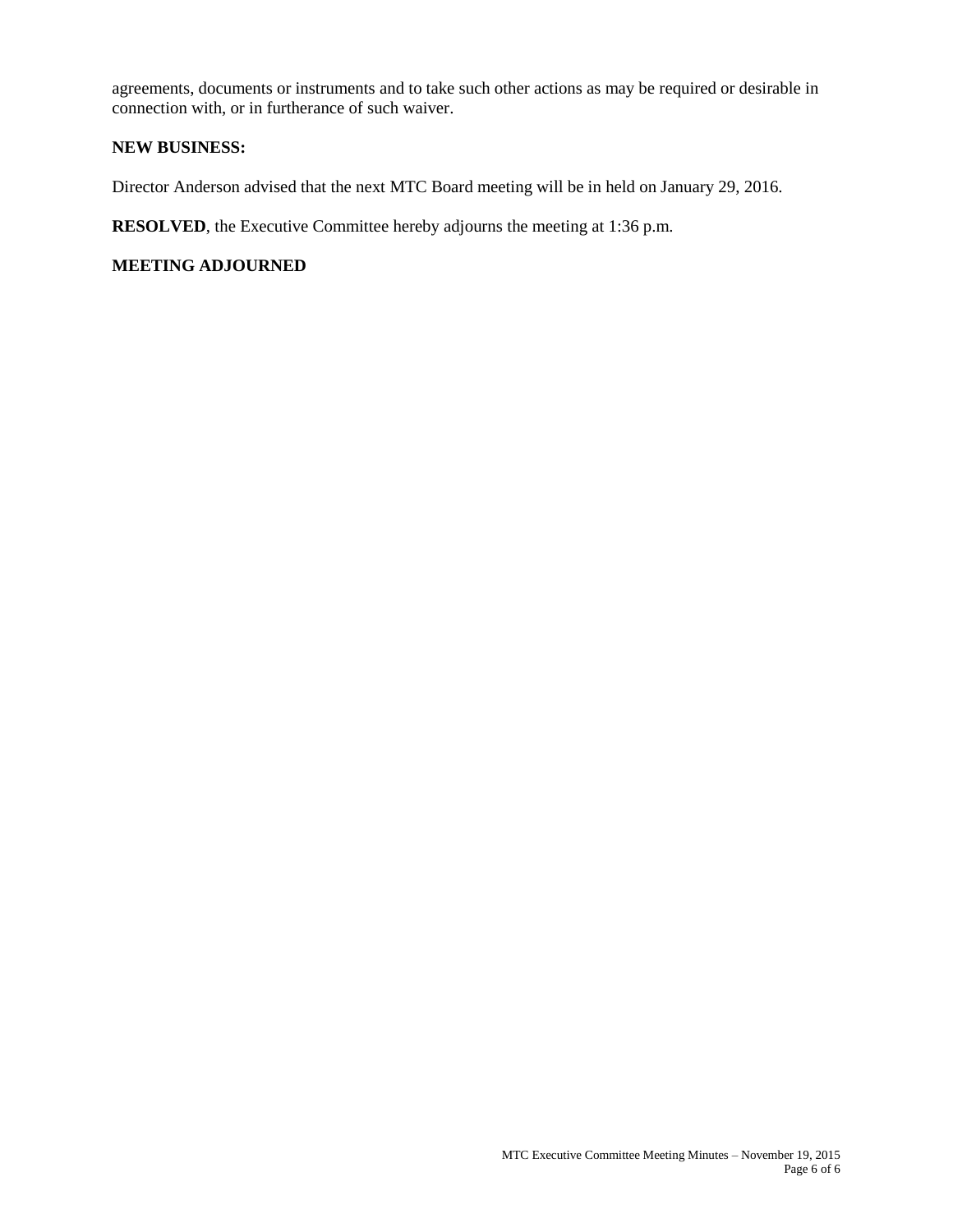agreements, documents or instruments and to take such other actions as may be required or desirable in connection with, or in furtherance of such waiver.

**NEW BUSINESS:**

Director Anderson advised that the next MTC Board meeting will be in held on January 29, 2016.

**RESOLVED**, the Executive Committee hereby adjourns the meeting at 1:36 p.m.

**MEETING ADJOURNED**